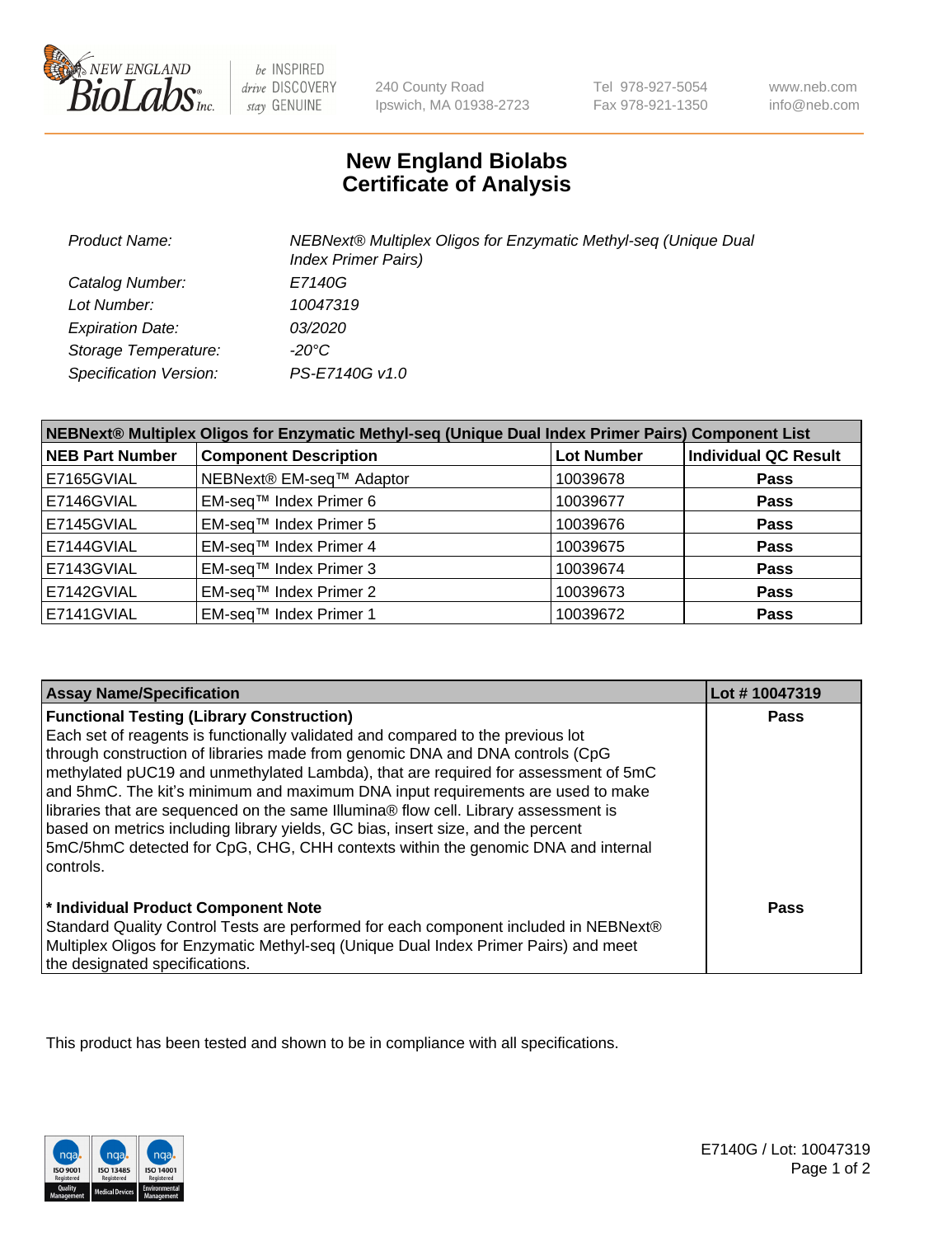# New England Biolabs Certificate of Analysis

| | |
|---|---|
| *Product Name:* | *NEBNext® Multiplex Oligos for Enzymatic Methyl-seq (Unique Dual Index Primer Pairs)* |
| *Catalog Number:* | *E7140G* |
| *Lot Number:* | *10047319* |
| *Expiration Date:* | *03/2020* |
| *Storage Temperature:* | *-20°C* |
| *Specification Version:* | *PS-E7140G v1.0* |

| NEBNext® Multiplex Oligos for Enzymatic Methyl-seq (Unique Dual Index Primer Pairs) Component List | | | |
|---|---|---|---|
| **NEB Part Number** | **Component Description** | **Lot Number** | **Individual QC Result** |
| E7165GVIAL | NEBNext® EM-seq™ Adaptor | 10039678 | **Pass** |
| E7146GVIAL | EM-seq™ Index Primer 6 | 10039677 | **Pass** |
| E7145GVIAL | EM-seq™ Index Primer 5 | 10039676 | **Pass** |
| E7144GVIAL | EM-seq™ Index Primer 4 | 10039675 | **Pass** |
| E7143GVIAL | EM-seq™ Index Primer 3 | 10039674 | **Pass** |
| E7142GVIAL | EM-seq™ Index Primer 2 | 10039673 | **Pass** |
| E7141GVIAL | EM-seq™ Index Primer 1 | 10039672 | **Pass** |

| Assay Name/Specification | Lot # 10047319 |
|---|---|
| **Functional Testing (Library Construction)** Each set of reagents is functionally validated and compared to the previous lot through construction of libraries made from genomic DNA and DNA controls (CpG methylated pUC19 and unmethylated Lambda), that are required for assessment of 5mC and 5hmC. The kit's minimum and maximum DNA input requirements are used to make libraries that are sequenced on the same Illumina® flow cell. Library assessment is based on metrics including library yields, GC bias, insert size, and the percent 5mC/5hmC detected for CpG, CHG, CHH contexts within the genomic DNA and internal controls. | **Pass** |
| **\* Individual Product Component Note** Standard Quality Control Tests are performed for each component included in NEBNext® Multiplex Oligos for Enzymatic Methyl-seq (Unique Dual Index Primer Pairs) and meet the designated specifications. | **Pass** |

This product has been tested and shown to be in compliance with all specifications.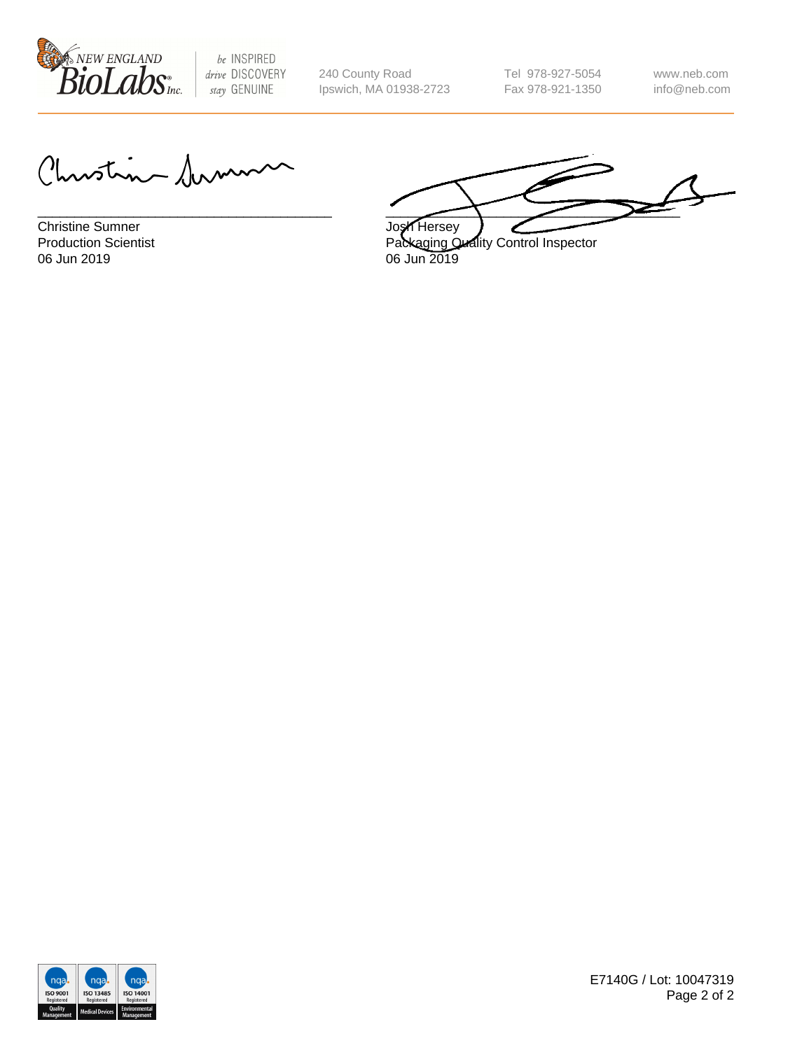240 County Road
Ipswich, MA 01938-2723

Tel 978-927-5054
Fax 978-921-1350

www.neb.com
info@neb.com

Christine Sumner
Production Scientist
06 Jun 2019

Josh Hersey
Packaging Quality Control Inspector
06 Jun 2019

E7140G / Lot: 10047319